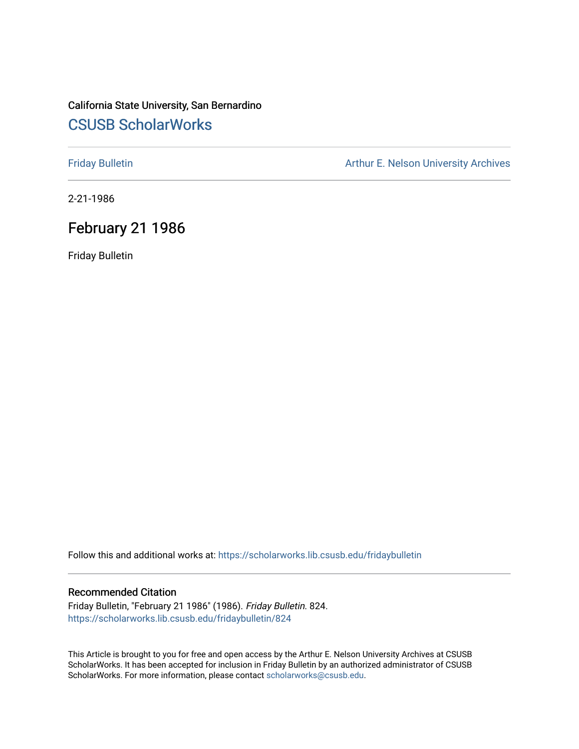California State University, San Bernardino

# CSUSB ScholarWorks

Friday Bulletin

Arthur E. Nelson University Archives

2-21-1986

## February 21 1986

Friday Bulletin

Follow this and additional works at: https://scholarworks.lib.csusb.edu/fridaybulletin

### Recommended Citation

Friday Bulletin, "February 21 1986" (1986). *Friday Bulletin*. 824.
https://scholarworks.lib.csusb.edu/fridaybulletin/824

This Article is brought to you for free and open access by the Arthur E. Nelson University Archives at CSUSB ScholarWorks. It has been accepted for inclusion in Friday Bulletin by an authorized administrator of CSUSB ScholarWorks. For more information, please contact scholarworks@csusb.edu.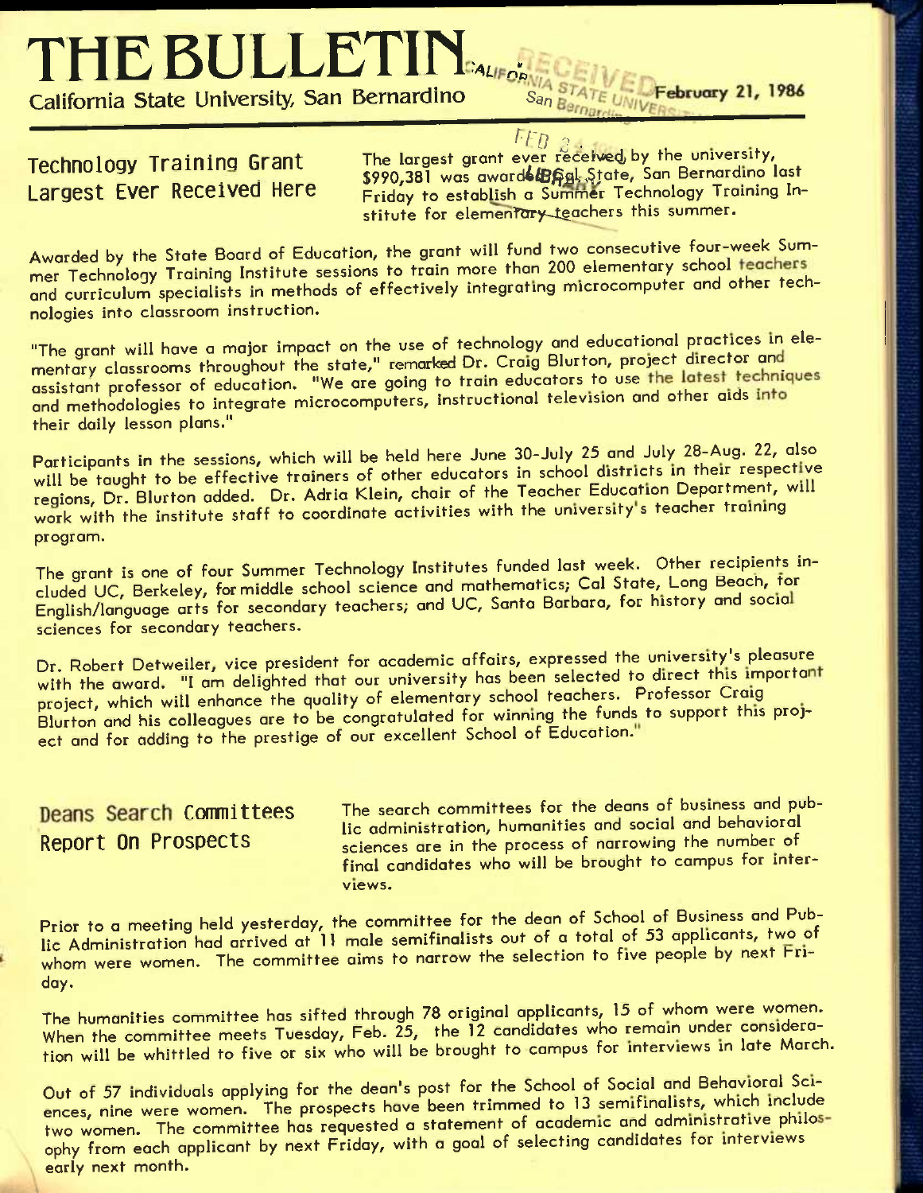# THE BULLETIN

California State University, San Bernardino — February 21, 1986

## Technology Training Grant Largest Ever Received Here

The largest grant ever received by the university, $990,381 was awarded Cal State, San Bernardino last Friday to establish a Summer Technology Training Institute for elementary teachers this summer.

Awarded by the State Board of Education, the grant will fund two consecutive four-week Summer Technology Training Institute sessions to train more than 200 elementary school teachers and curriculum specialists in methods of effectively integrating microcomputer and other technologies into classroom instruction.

"The grant will have a major impact on the use of technology and educational practices in elementary classrooms throughout the state," remarked Dr. Craig Blurton, project director and assistant professor of education. "We are going to train educators to use the latest techniques and methodologies to integrate microcomputers, instructional television and other aids into their daily lesson plans."

Participants in the sessions, which will be held here June 30-July 25 and July 28-Aug. 22, also will be taught to be effective trainers of other educators in school districts in their respective regions, Dr. Blurton added. Dr. Adria Klein, chair of the Teacher Education Department, will work with the institute staff to coordinate activities with the university's teacher training program.

The grant is one of four Summer Technology Institutes funded last week. Other recipients included UC, Berkeley, for middle school science and mathematics; Cal State, Long Beach, for English/language arts for secondary teachers; and UC, Santa Barbara, for history and social sciences for secondary teachers.

Dr. Robert Detweiler, vice president for academic affairs, expressed the university's pleasure with the award. "I am delighted that our university has been selected to direct this important project, which will enhance the quality of elementary school teachers. Professor Craig Blurton and his colleagues are to be congratulated for winning the funds to support this project and for adding to the prestige of our excellent School of Education."

## Deans Search Committees Report On Prospects

The search committees for the deans of business and public administration, humanities and social and behavioral sciences are in the process of narrowing the number of final candidates who will be brought to campus for interviews.

Prior to a meeting held yesterday, the committee for the dean of School of Business and Public Administration had arrived at 11 male semifinalists out of a total of 53 applicants, two of whom were women. The committee aims to narrow the selection to five people by next Friday.

The humanities committee has sifted through 78 original applicants, 15 of whom were women. When the committee meets Tuesday, Feb. 25, the 12 candidates who remain under consideration will be whittled to five or six who will be brought to campus for interviews in late March.

Out of 57 individuals applying for the dean's post for the School of Social and Behavioral Sciences, nine were women. The prospects have been trimmed to 13 semifinalists, which include two women. The committee has requested a statement of academic and administrative philosophy from each applicant by next Friday, with a goal of selecting candidates for interviews early next month.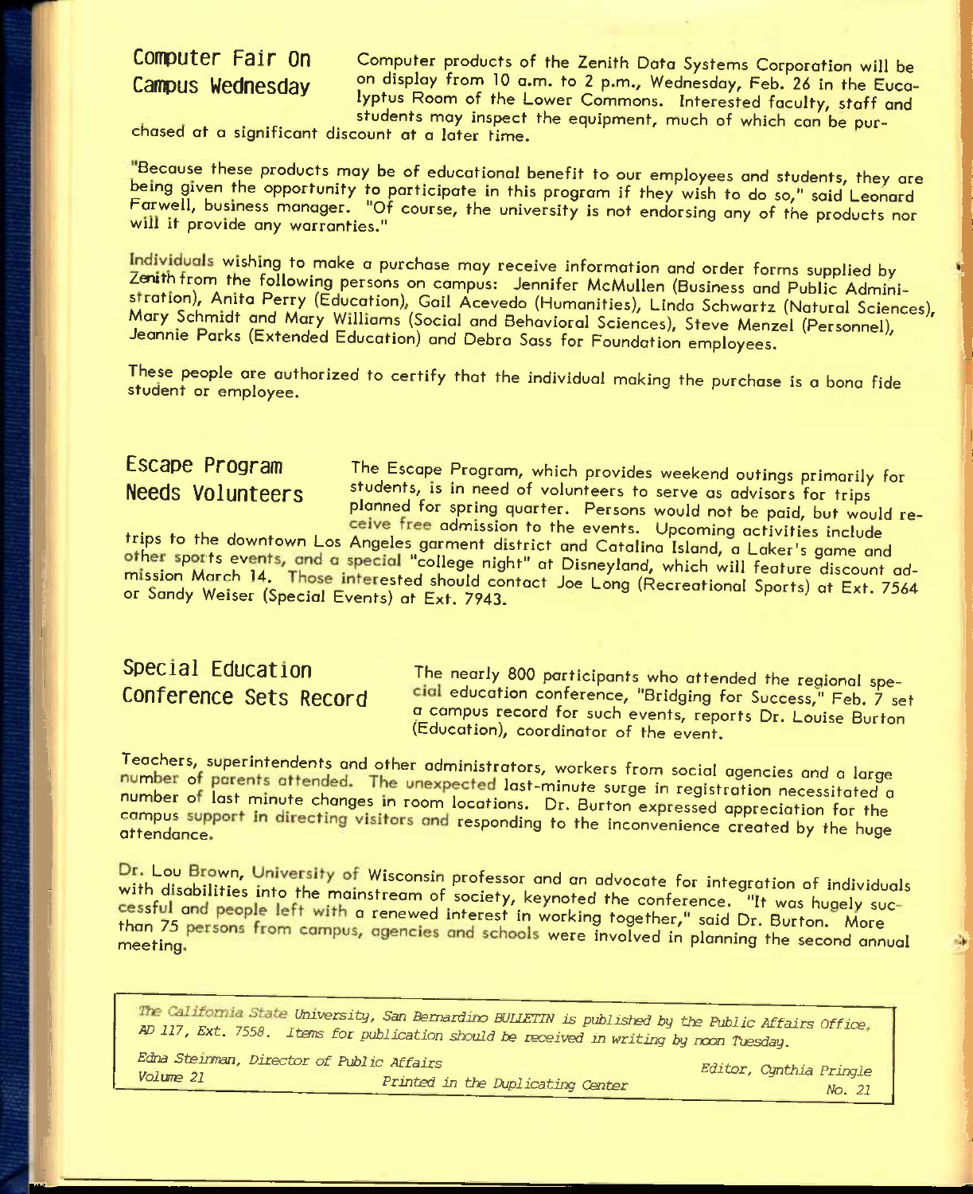## Computer Fair On Campus Wednesday

Computer products of the Zenith Data Systems Corporation will be on display from 10 a.m. to 2 p.m., Wednesday, Feb. 26 in the Eucalyptus Room of the Lower Commons. Interested faculty, staff and students may inspect the equipment, much of which can be purchased at a significant discount at a later time.

"Because these products may be of educational benefit to our employees and students, they are being given the opportunity to participate in this program if they wish to do so," said Leonard Farwell, business manager. "Of course, the university is not endorsing any of the products nor will it provide any warranties."

Individuals wishing to make a purchase may receive information and order forms supplied by Zenith from the following persons on campus: Jennifer McMullen (Business and Public Administration), Anita Perry (Education), Gail Acevedo (Humanities), Linda Schwartz (Natural Sciences), Mary Schmidt and Mary Williams (Social and Behavioral Sciences), Steve Menzel (Personnel), Jeannie Parks (Extended Education) and Debra Sass for Foundation employees.

These people are authorized to certify that the individual making the purchase is a bona fide student or employee.

## Escape Program Needs Volunteers

The Escape Program, which provides weekend outings primarily for students, is in need of volunteers to serve as advisors for trips planned for spring quarter. Persons would not be paid, but would receive free admission to the events. Upcoming activities include trips to the downtown Los Angeles garment district and Catalina Island, a Laker's game and other sports events, and a special "college night" at Disneyland, which will feature discount admission March 14. Those interested should contact Joe Long (Recreational Sports) at Ext. 7564 or Sandy Weiser (Special Events) at Ext. 7943.

## Special Education Conference Sets Record

The nearly 800 participants who attended the regional special education conference, "Bridging for Success," Feb. 7 set a campus record for such events, reports Dr. Louise Burton (Education), coordinator of the event.

Teachers, superintendents and other administrators, workers from social agencies and a large number of parents attended. The unexpected last-minute surge in registration necessitated a number of last minute changes in room locations. Dr. Burton expressed appreciation for the campus support in directing visitors and responding to the inconvenience created by the huge attendance.

Dr. Lou Brown, University of Wisconsin professor and an advocate for integration of individuals with disabilities into the mainstream of society, keynoted the conference. "It was hugely successful and people left with a renewed interest in working together," said Dr. Burton. More than 75 persons from campus, agencies and schools were involved in planning the second annual meeting.

---

*The California State University, San Bernardino BULLETIN is published by the Public Affairs Office, AD 117, Ext. 7558. Items for publication should be received in writing by noon Tuesday.*

*Edna Steinman, Director of Public Affairs* — *Editor, Cynthia Pringle*

*Volume 21* — *Printed in the Duplicating Center* — *No. 21*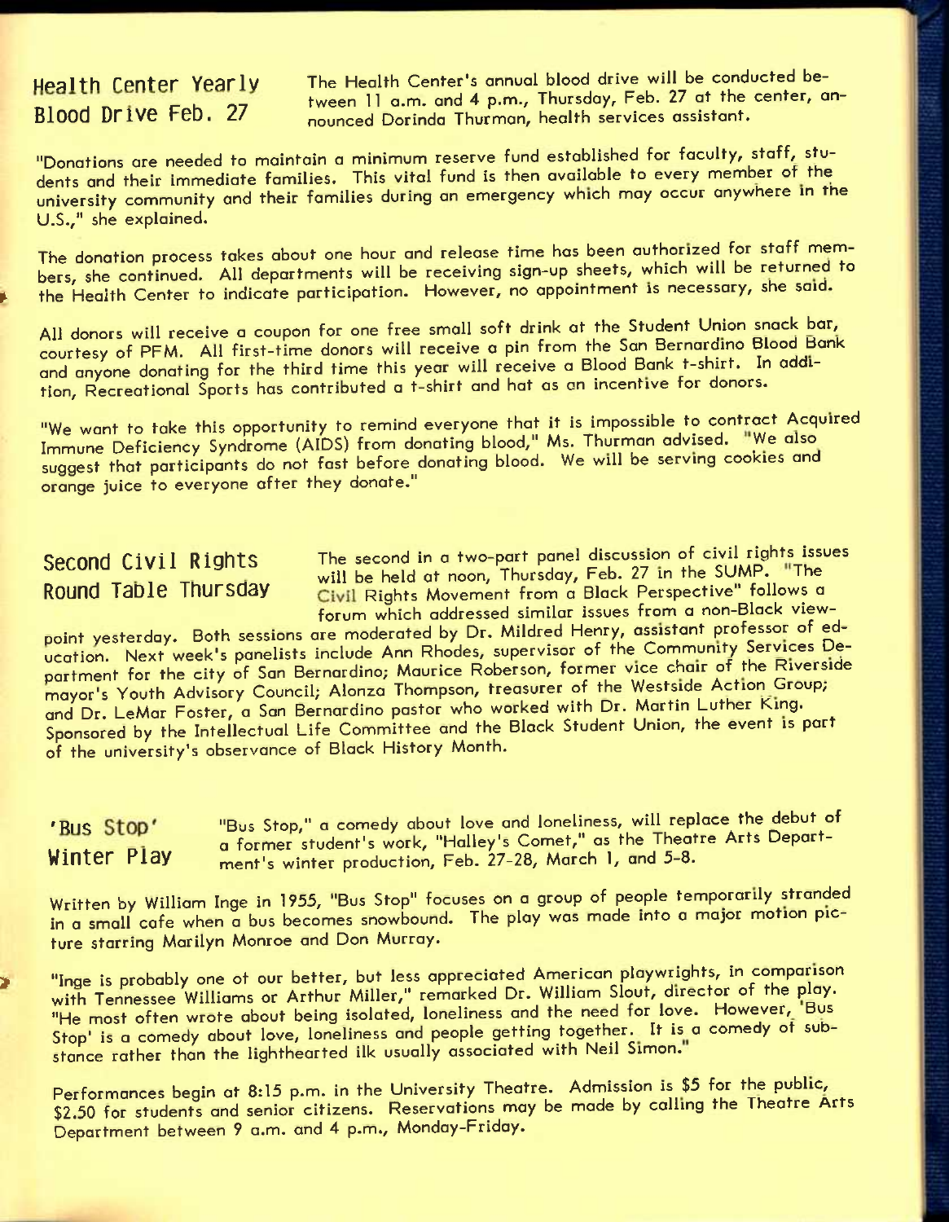## Health Center Yearly Blood Drive Feb. 27

The Health Center's annual blood drive will be conducted between 11 a.m. and 4 p.m., Thursday, Feb. 27 at the center, announced Dorinda Thurman, health services assistant.

"Donations are needed to maintain a minimum reserve fund established for faculty, staff, students and their immediate families. This vital fund is then available to every member of the university community and their families during an emergency which may occur anywhere in the U.S.," she explained.

The donation process takes about one hour and release time has been authorized for staff members, she continued. All departments will be receiving sign-up sheets, which will be returned to the Health Center to indicate participation. However, no appointment is necessary, she said.

All donors will receive a coupon for one free small soft drink at the Student Union snack bar, courtesy of PFM. All first-time donors will receive a pin from the San Bernardino Blood Bank and anyone donating for the third time this year will receive a Blood Bank t-shirt. In addition, Recreational Sports has contributed a t-shirt and hat as an incentive for donors.

"We want to take this opportunity to remind everyone that it is impossible to contract Acquired Immune Deficiency Syndrome (AIDS) from donating blood," Ms. Thurman advised. "We also suggest that participants do not fast before donating blood. We will be serving cookies and orange juice to everyone after they donate."

## Second Civil Rights Round Table Thursday

The second in a two-part panel discussion of civil rights issues will be held at noon, Thursday, Feb. 27 in the SUMP. "The Civil Rights Movement from a Black Perspective" follows a forum which addressed similar issues from a non-Black viewpoint yesterday. Both sessions are moderated by Dr. Mildred Henry, assistant professor of education. Next week's panelists include Ann Rhodes, supervisor of the Community Services Department for the city of San Bernardino; Maurice Roberson, former vice chair of the Riverside mayor's Youth Advisory Council; Alonza Thompson, treasurer of the Westside Action Group; and Dr. LeMar Foster, a San Bernardino pastor who worked with Dr. Martin Luther King. Sponsored by the Intellectual Life Committee and the Black Student Union, the event is part of the university's observance of Black History Month.

## 'Bus Stop' Winter Play

"Bus Stop," a comedy about love and loneliness, will replace the debut of a former student's work, "Halley's Comet," as the Theatre Arts Department's winter production, Feb. 27-28, March 1, and 5-8.

Written by William Inge in 1955, "Bus Stop" focuses on a group of people temporarily stranded in a small cafe when a bus becomes snowbound. The play was made into a major motion picture starring Marilyn Monroe and Don Murray.

"Inge is probably one of our better, but less appreciated American playwrights, in comparison with Tennessee Williams or Arthur Miller," remarked Dr. William Slout, director of the play. "He most often wrote about being isolated, loneliness and the need for love. However, 'Bus Stop' is a comedy about love, loneliness and people getting together. It is a comedy of substance rather than the lighthearted ilk usually associated with Neil Simon."

Performances begin at 8:15 p.m. in the University Theatre. Admission is $5 for the public, $2.50 for students and senior citizens. Reservations may be made by calling the Theatre Arts Department between 9 a.m. and 4 p.m., Monday-Friday.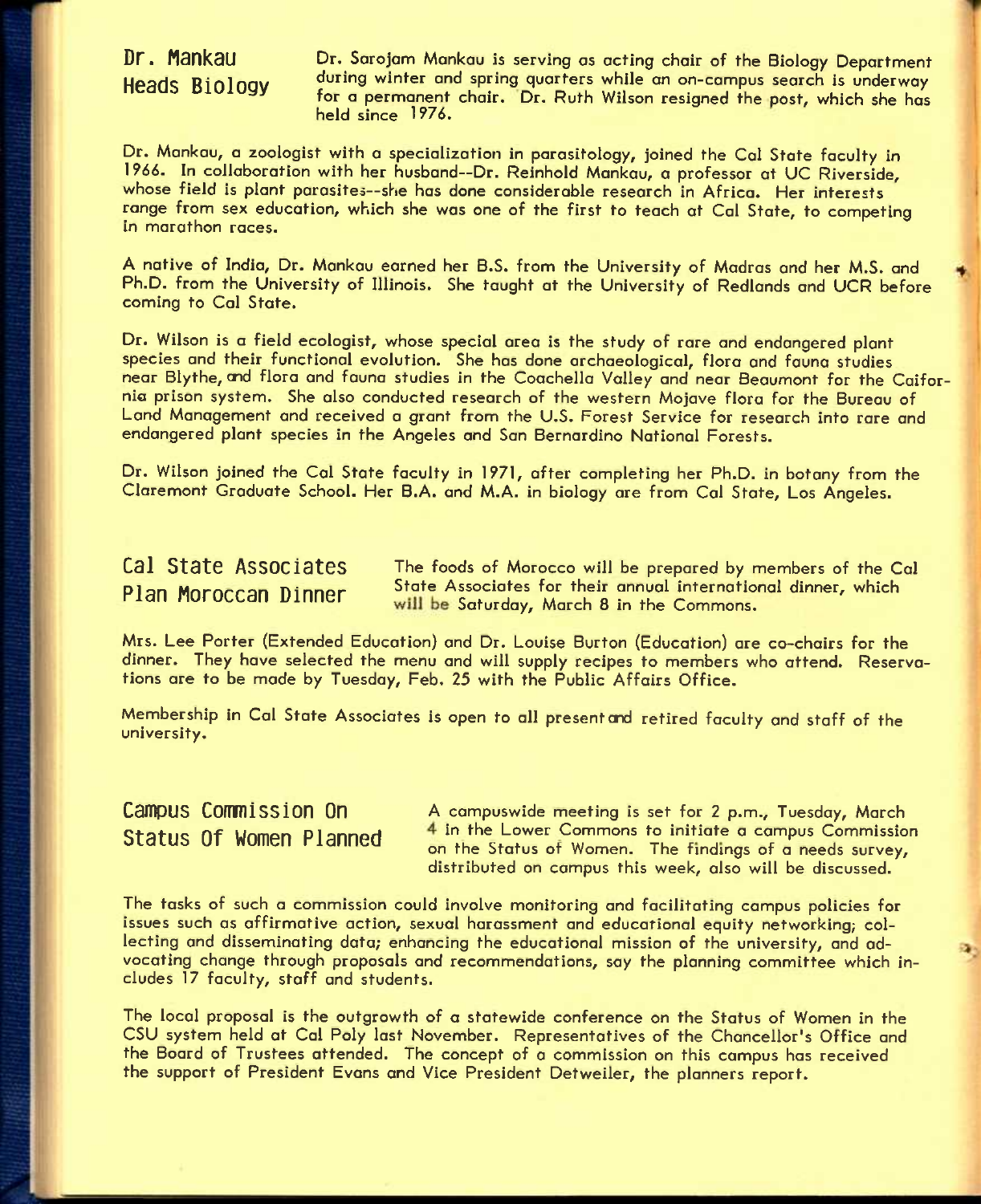## Dr. Mankau Heads Biology

Dr. Sarojam Mankau is serving as acting chair of the Biology Department during winter and spring quarters while an on-campus search is underway for a permanent chair. Dr. Ruth Wilson resigned the post, which she has held since 1976.

Dr. Mankau, a zoologist with a specialization in parasitology, joined the Cal State faculty in 1966. In collaboration with her husband--Dr. Reinhold Mankau, a professor at UC Riverside, whose field is plant parasites--she has done considerable research in Africa. Her interests range from sex education, which she was one of the first to teach at Cal State, to competing in marathon races.

A native of India, Dr. Mankau earned her B.S. from the University of Madras and her M.S. and Ph.D. from the University of Illinois. She taught at the University of Redlands and UCR before coming to Cal State.

Dr. Wilson is a field ecologist, whose special area is the study of rare and endangered plant species and their functional evolution. She has done archaeological, flora and fauna studies near Blythe, and flora and fauna studies in the Coachella Valley and near Beaumont for the California prison system. She also conducted research of the western Mojave flora for the Bureau of Land Management and received a grant from the U.S. Forest Service for research into rare and endangered plant species in the Angeles and San Bernardino National Forests.

Dr. Wilson joined the Cal State faculty in 1971, after completing her Ph.D. in botany from the Claremont Graduate School. Her B.A. and M.A. in biology are from Cal State, Los Angeles.

## Cal State Associates Plan Moroccan Dinner

The foods of Morocco will be prepared by members of the Cal State Associates for their annual international dinner, which will be Saturday, March 8 in the Commons.

Mrs. Lee Porter (Extended Education) and Dr. Louise Burton (Education) are co-chairs for the dinner. They have selected the menu and will supply recipes to members who attend. Reservations are to be made by Tuesday, Feb. 25 with the Public Affairs Office.

Membership in Cal State Associates is open to all present and retired faculty and staff of the university.

## Campus Commission On Status Of Women Planned

A campuswide meeting is set for 2 p.m., Tuesday, March 4 in the Lower Commons to initiate a campus Commission on the Status of Women. The findings of a needs survey, distributed on campus this week, also will be discussed.

The tasks of such a commission could involve monitoring and facilitating campus policies for issues such as affirmative action, sexual harassment and educational equity networking; collecting and disseminating data; enhancing the educational mission of the university, and advocating change through proposals and recommendations, say the planning committee which includes 17 faculty, staff and students.

The local proposal is the outgrowth of a statewide conference on the Status of Women in the CSU system held at Cal Poly last November. Representatives of the Chancellor's Office and the Board of Trustees attended. The concept of a commission on this campus has received the support of President Evans and Vice President Detweiler, the planners report.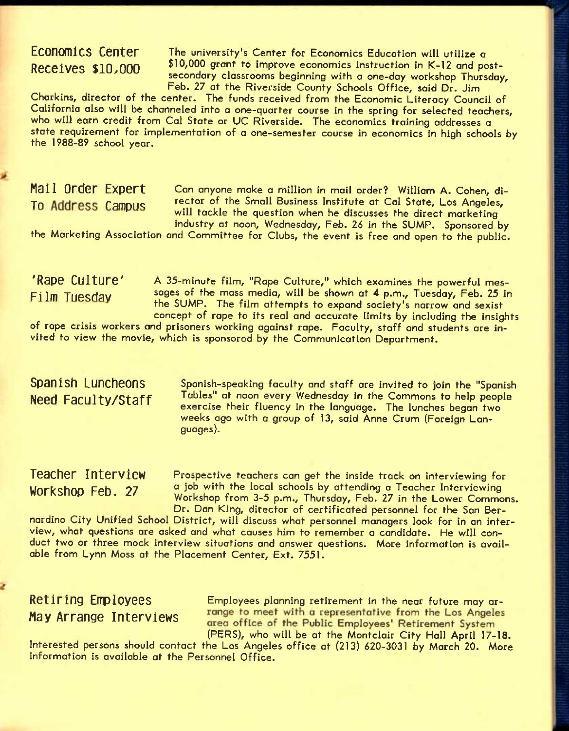## Economics Center Receives $10,000

The university's Center for Economics Education will utilize a $10,000 grant to improve economics instruction in K-12 and post-secondary classrooms beginning with a one-day workshop Thursday, Feb. 27 at the Riverside County Schools Office, said Dr. Jim Charkins, director of the center. The funds received from the Economic Literacy Council of California also will be channeled into a one-quarter course in the spring for selected teachers, who will earn credit from Cal State or UC Riverside. The economics training addresses a state requirement for implementation of a one-semester course in economics in high schools by the 1988-89 school year.

## Mail Order Expert To Address Campus

Can anyone make a million in mail order? William A. Cohen, director of the Small Business Institute at Cal State, Los Angeles, will tackle the question when he discusses the direct marketing industry at noon, Wednesday, Feb. 26 in the SUMP. Sponsored by the Marketing Association and Committee for Clubs, the event is free and open to the public.

## 'Rape Culture' Film Tuesday

A 35-minute film, "Rape Culture," which examines the powerful messages of the mass media, will be shown at 4 p.m., Tuesday, Feb. 25 in the SUMP. The film attempts to expand society's narrow and sexist concept of rape to its real and accurate limits by including the insights of rape crisis workers and prisoners working against rape. Faculty, staff and students are invited to view the movie, which is sponsored by the Communication Department.

## Spanish Luncheons Need Faculty/Staff

Spanish-speaking faculty and staff are invited to join the "Spanish Tables" at noon every Wednesday in the Commons to help people exercise their fluency in the language. The lunches began two weeks ago with a group of 13, said Anne Crum (Foreign Languages).

## Teacher Interview Workshop Feb. 27

Prospective teachers can get the inside track on interviewing for a job with the local schools by attending a Teacher Interviewing Workshop from 3-5 p.m., Thursday, Feb. 27 in the Lower Commons. Dr. Dan King, director of certificated personnel for the San Bernardino City Unified School District, will discuss what personnel managers look for in an interview, what questions are asked and what causes him to remember a candidate. He will conduct two or three mock interview situations and answer questions. More information is available from Lynn Moss at the Placement Center, Ext. 7551.

## Retiring Employees May Arrange Interviews

Employees planning retirement in the near future may arrange to meet with a representative from the Los Angeles area office of the Public Employees' Retirement System (PERS), who will be at the Montclair City Hall April 17-18. Interested persons should contact the Los Angeles office at (213) 620-3031 by March 20. More information is available at the Personnel Office.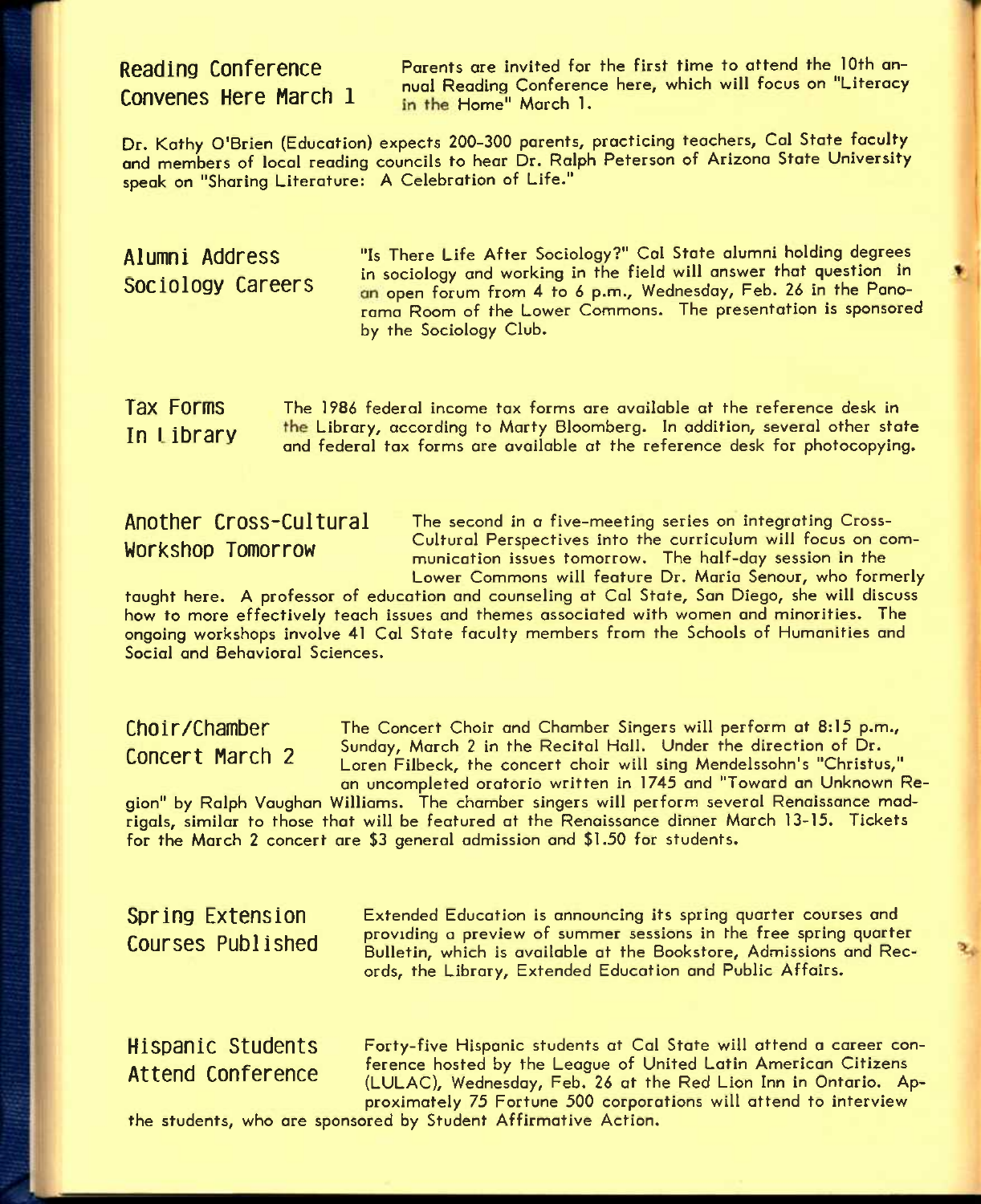## Reading Conference Convenes Here March 1

Parents are invited for the first time to attend the 10th annual Reading Conference here, which will focus on "Literacy in the Home" March 1.

Dr. Kathy O'Brien (Education) expects 200-300 parents, practicing teachers, Cal State faculty and members of local reading councils to hear Dr. Ralph Peterson of Arizona State University speak on "Sharing Literature: A Celebration of Life."

## Alumni Address Sociology Careers

"Is There Life After Sociology?" Cal State alumni holding degrees in sociology and working in the field will answer that question in an open forum from 4 to 6 p.m., Wednesday, Feb. 26 in the Panorama Room of the Lower Commons. The presentation is sponsored by the Sociology Club.

## Tax Forms In Library

The 1986 federal income tax forms are available at the reference desk in the Library, according to Marty Bloomberg. In addition, several other state and federal tax forms are available at the reference desk for photocopying.

## Another Cross-Cultural Workshop Tomorrow

The second in a five-meeting series on integrating Cross-Cultural Perspectives into the curriculum will focus on communication issues tomorrow. The half-day session in the Lower Commons will feature Dr. Maria Senour, who formerly taught here. A professor of education and counseling at Cal State, San Diego, she will discuss how to more effectively teach issues and themes associated with women and minorities. The ongoing workshops involve 41 Cal State faculty members from the Schools of Humanities and Social and Behavioral Sciences.

## Choir/Chamber Concert March 2

The Concert Choir and Chamber Singers will perform at 8:15 p.m., Sunday, March 2 in the Recital Hall. Under the direction of Dr. Loren Filbeck, the concert choir will sing Mendelssohn's "Christus," an uncompleted oratorio written in 1745 and "Toward an Unknown Region" by Ralph Vaughan Williams. The chamber singers will perform several Renaissance madrigals, similar to those that will be featured at the Renaissance dinner March 13-15. Tickets for the March 2 concert are $3 general admission and $1.50 for students.

## Spring Extension Courses Published

Extended Education is announcing its spring quarter courses and providing a preview of summer sessions in the free spring quarter Bulletin, which is available at the Bookstore, Admissions and Records, the Library, Extended Education and Public Affairs.

## Hispanic Students Attend Conference

Forty-five Hispanic students at Cal State will attend a career conference hosted by the League of United Latin American Citizens (LULAC), Wednesday, Feb. 26 at the Red Lion Inn in Ontario. Approximately 75 Fortune 500 corporations will attend to interview the students, who are sponsored by Student Affirmative Action.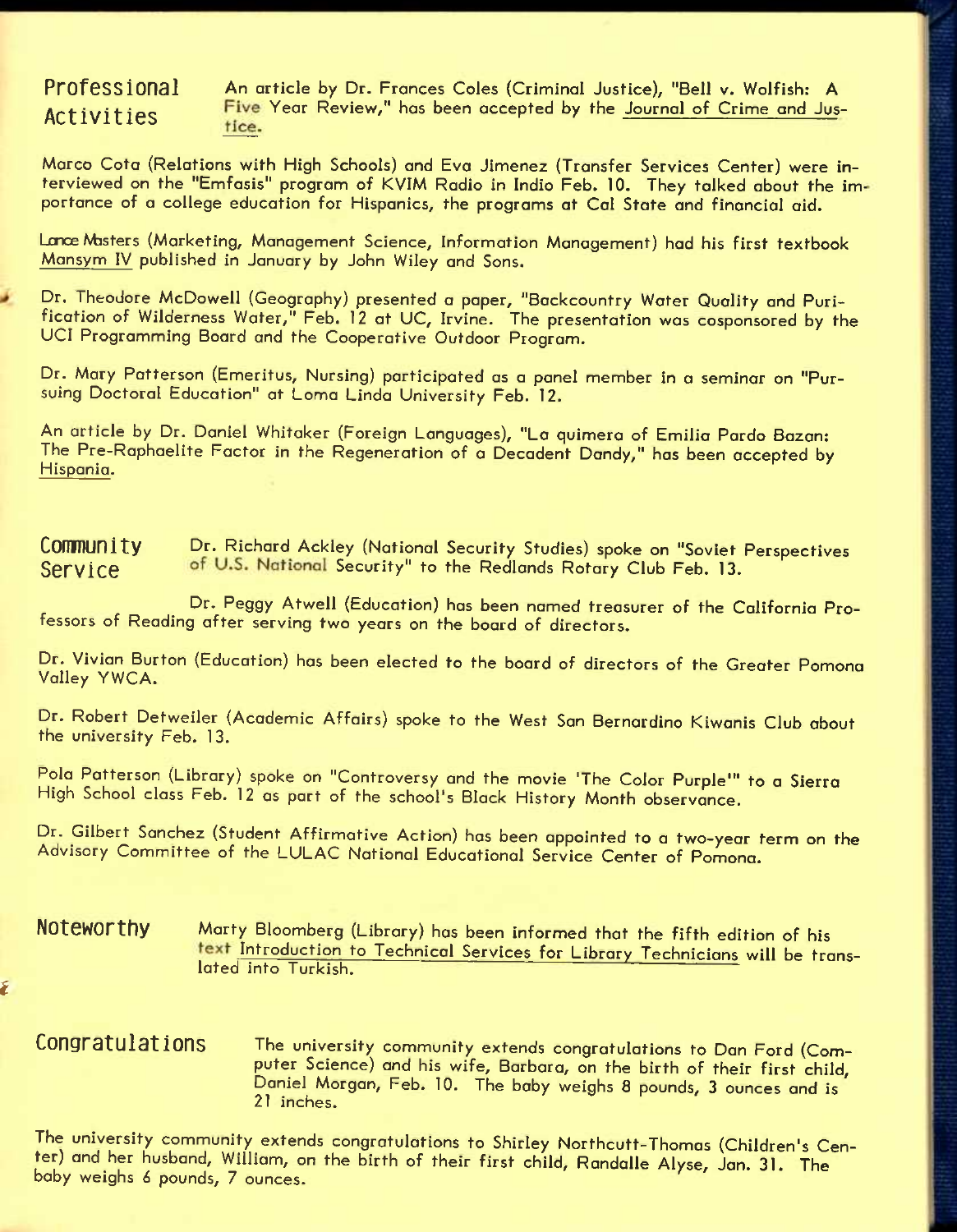## Professional Activities

An article by Dr. Frances Coles (Criminal Justice), "Bell v. Wolfish: A Five Year Review," has been accepted by the Journal of Crime and Justice.

Marco Cota (Relations with High Schools) and Eva Jimenez (Transfer Services Center) were interviewed on the "Emfasis" program of KVIM Radio in Indio Feb. 10. They talked about the importance of a college education for Hispanics, the programs at Cal State and financial aid.

Lance Masters (Marketing, Management Science, Information Management) had his first textbook Mansym IV published in January by John Wiley and Sons.

Dr. Theodore McDowell (Geography) presented a paper, "Backcountry Water Quality and Purification of Wilderness Water," Feb. 12 at UC, Irvine. The presentation was cosponsored by the UCI Programming Board and the Cooperative Outdoor Program.

Dr. Mary Patterson (Emeritus, Nursing) participated as a panel member in a seminar on "Pursuing Doctoral Education" at Loma Linda University Feb. 12.

An article by Dr. Daniel Whitaker (Foreign Languages), "La quimera of Emilia Pardo Bazan: The Pre-Raphaelite Factor in the Regeneration of a Decadent Dandy," has been accepted by Hispania.

## Community Service

Dr. Richard Ackley (National Security Studies) spoke on "Soviet Perspectives of U.S. National Security" to the Redlands Rotary Club Feb. 13.

Dr. Peggy Atwell (Education) has been named treasurer of the California Professors of Reading after serving two years on the board of directors.

Dr. Vivian Burton (Education) has been elected to the board of directors of the Greater Pomona Valley YWCA.

Dr. Robert Detweiler (Academic Affairs) spoke to the West San Bernardino Kiwanis Club about the university Feb. 13.

Pola Patterson (Library) spoke on "Controversy and the movie 'The Color Purple'" to a Sierra High School class Feb. 12 as part of the school's Black History Month observance.

Dr. Gilbert Sanchez (Student Affirmative Action) has been appointed to a two-year term on the Advisory Committee of the LULAC National Educational Service Center of Pomona.

## Noteworthy

Marty Bloomberg (Library) has been informed that the fifth edition of his text Introduction to Technical Services for Library Technicians will be translated into Turkish.

## Congratulations

The university community extends congratulations to Dan Ford (Computer Science) and his wife, Barbara, on the birth of their first child, Daniel Morgan, Feb. 10. The baby weighs 8 pounds, 3 ounces and is 21 inches.

The university community extends congratulations to Shirley Northcutt-Thomas (Children's Center) and her husband, William, on the birth of their first child, Randalle Alyse, Jan. 31. The baby weighs 6 pounds, 7 ounces.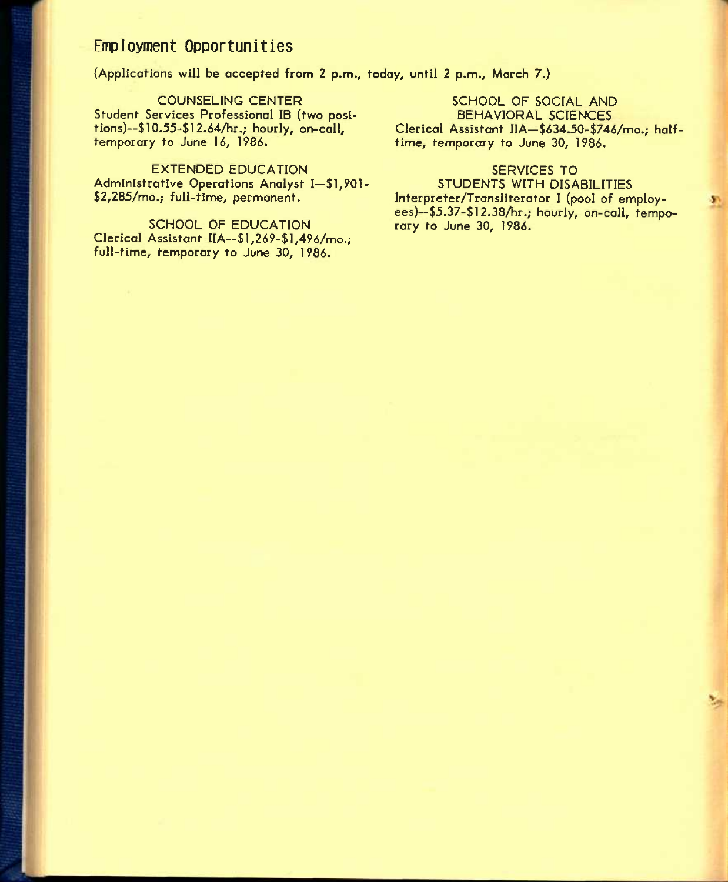## Employment Opportunities

(Applications will be accepted from 2 p.m., today, until 2 p.m., March 7.)

COUNSELING CENTER
Student Services Professional IB (two positions)--$10.55-$12.64/hr.; hourly, on-call, temporary to June 16, 1986.

EXTENDED EDUCATION
Administrative Operations Analyst I--$1,901-$2,285/mo.; full-time, permanent.

SCHOOL OF EDUCATION
Clerical Assistant IIA--$1,269-$1,496/mo.; full-time, temporary to June 30, 1986.

SCHOOL OF SOCIAL AND BEHAVIORAL SCIENCES
Clerical Assistant IIA--$634.50-$746/mo.; half-time, temporary to June 30, 1986.

SERVICES TO STUDENTS WITH DISABILITIES
Interpreter/Transliterator I (pool of employees)--$5.37-$12.38/hr.; hourly, on-call, temporary to June 30, 1986.